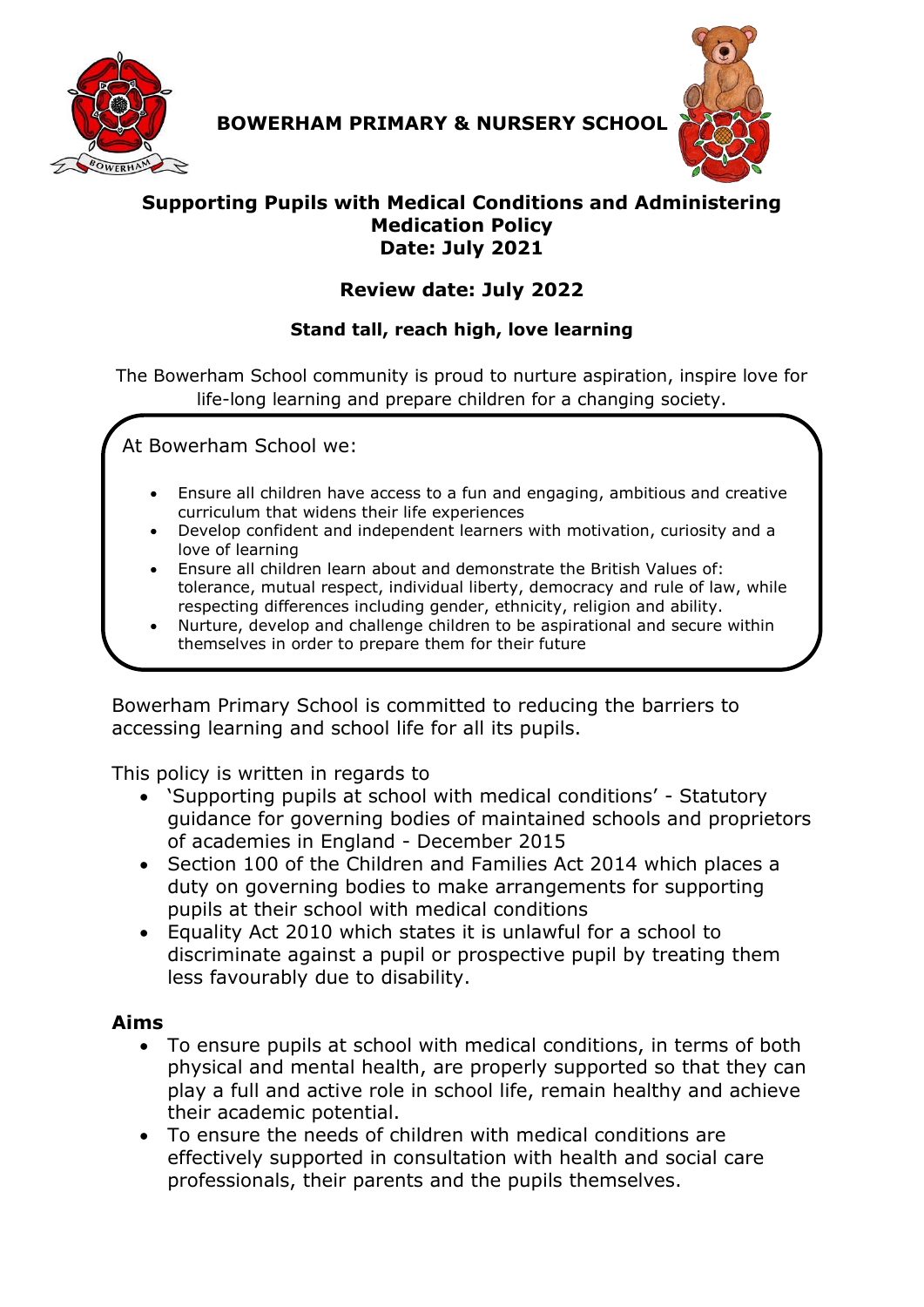# BOWERHAM PRIMARY & NURSERY SCHOOL

## Supporting Pupils with Medical Conditions and Administering Medication Policy

**Date: July 2021**

**Review date: July 2022**

**Stand tall, reach high, love learning**

The Bowerham School community is proud to nurture aspiration, inspire love for life-long learning and prepare children for a changing society.

At Bowerham School we:

- Ensure all children have access to a fun and engaging, ambitious and creative curriculum that widens their life experiences
- Develop confident and independent learners with motivation, curiosity and a love of learning
- Ensure all children learn about and demonstrate the British Values of: tolerance, mutual respect, individual liberty, democracy and rule of law, while respecting differences including gender, ethnicity, religion and ability.
- Nurture, develop and challenge children to be aspirational and secure within themselves in order to prepare them for their future

Bowerham Primary School is committed to reducing the barriers to accessing learning and school life for all its pupils.

This policy is written in regards to

- 'Supporting pupils at school with medical conditions' - Statutory guidance for governing bodies of maintained schools and proprietors of academies in England - December 2015
- Section 100 of the Children and Families Act 2014 which places a duty on governing bodies to make arrangements for supporting pupils at their school with medical conditions
- Equality Act 2010 which states it is unlawful for a school to discriminate against a pupil or prospective pupil by treating them less favourably due to disability.

### Aims

- To ensure pupils at school with medical conditions, in terms of both physical and mental health, are properly supported so that they can play a full and active role in school life, remain healthy and achieve their academic potential.
- To ensure the needs of children with medical conditions are effectively supported in consultation with health and social care professionals, their parents and the pupils themselves.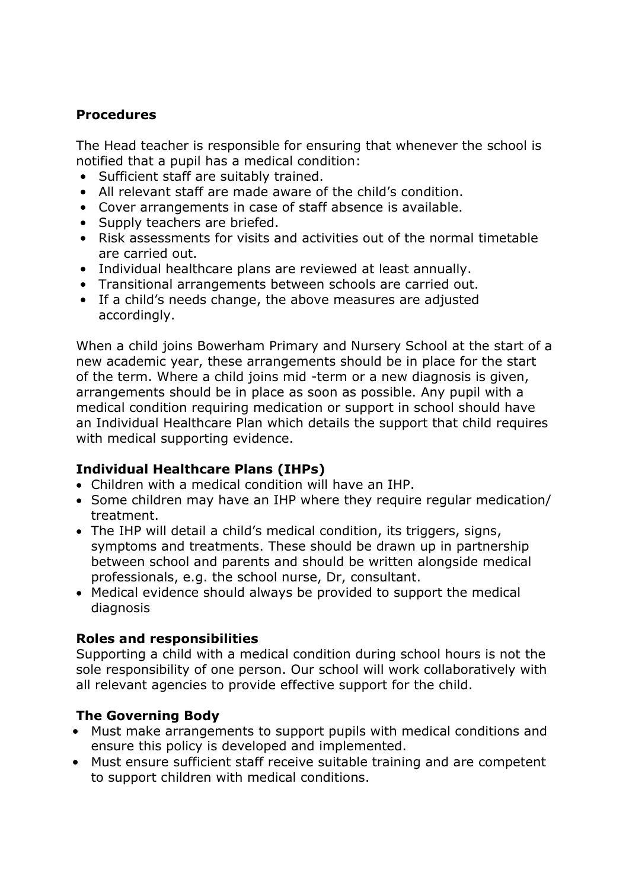**Procedures**

The Head teacher is responsible for ensuring that whenever the school is notified that a pupil has a medical condition:

- Sufficient staff are suitably trained.
- All relevant staff are made aware of the child's condition.
- Cover arrangements in case of staff absence is available.
- Supply teachers are briefed.
- Risk assessments for visits and activities out of the normal timetable are carried out.
- Individual healthcare plans are reviewed at least annually.
- Transitional arrangements between schools are carried out.
- If a child's needs change, the above measures are adjusted accordingly.

When a child joins Bowerham Primary and Nursery School at the start of a new academic year, these arrangements should be in place for the start of the term. Where a child joins mid -term or a new diagnosis is given, arrangements should be in place as soon as possible. Any pupil with a medical condition requiring medication or support in school should have an Individual Healthcare Plan which details the support that child requires with medical supporting evidence.

**Individual Healthcare Plans (IHPs)**

- Children with a medical condition will have an IHP.
- Some children may have an IHP where they require regular medication/ treatment.
- The IHP will detail a child's medical condition, its triggers, signs, symptoms and treatments. These should be drawn up in partnership between school and parents and should be written alongside medical professionals, e.g. the school nurse, Dr, consultant.
- Medical evidence should always be provided to support the medical diagnosis

**Roles and responsibilities**

Supporting a child with a medical condition during school hours is not the sole responsibility of one person. Our school will work collaboratively with all relevant agencies to provide effective support for the child.

**The Governing Body**

- Must make arrangements to support pupils with medical conditions and ensure this policy is developed and implemented.
- Must ensure sufficient staff receive suitable training and are competent to support children with medical conditions.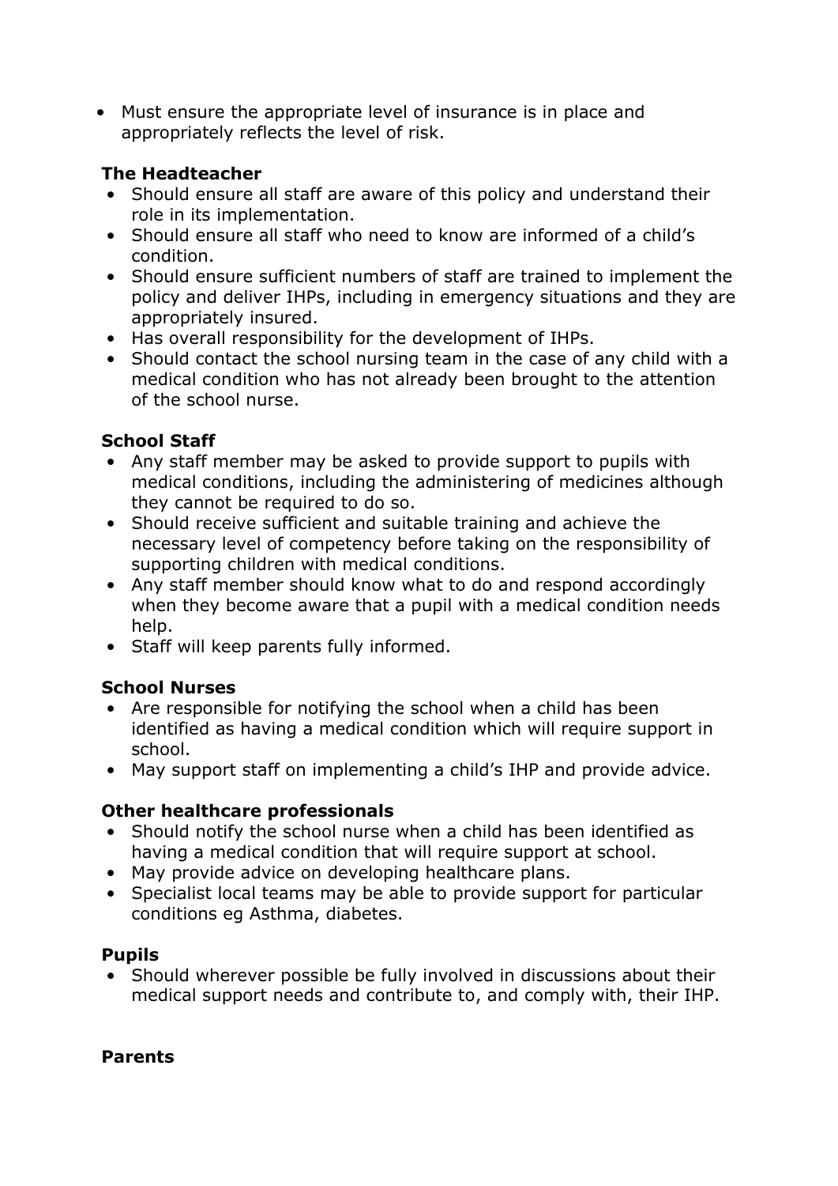- Must ensure the appropriate level of insurance is in place and appropriately reflects the level of risk.

**The Headteacher**

- Should ensure all staff are aware of this policy and understand their role in its implementation.
- Should ensure all staff who need to know are informed of a child's condition.
- Should ensure sufficient numbers of staff are trained to implement the policy and deliver IHPs, including in emergency situations and they are appropriately insured.
- Has overall responsibility for the development of IHPs.
- Should contact the school nursing team in the case of any child with a medical condition who has not already been brought to the attention of the school nurse.

**School Staff**

- Any staff member may be asked to provide support to pupils with medical conditions, including the administering of medicines although they cannot be required to do so.
- Should receive sufficient and suitable training and achieve the necessary level of competency before taking on the responsibility of supporting children with medical conditions.
- Any staff member should know what to do and respond accordingly when they become aware that a pupil with a medical condition needs help.
- Staff will keep parents fully informed.

**School Nurses**

- Are responsible for notifying the school when a child has been identified as having a medical condition which will require support in school.
- May support staff on implementing a child's IHP and provide advice.

**Other healthcare professionals**

- Should notify the school nurse when a child has been identified as having a medical condition that will require support at school.
- May provide advice on developing healthcare plans.
- Specialist local teams may be able to provide support for particular conditions eg Asthma, diabetes.

**Pupils**

- Should wherever possible be fully involved in discussions about their medical support needs and contribute to, and comply with, their IHP.

**Parents**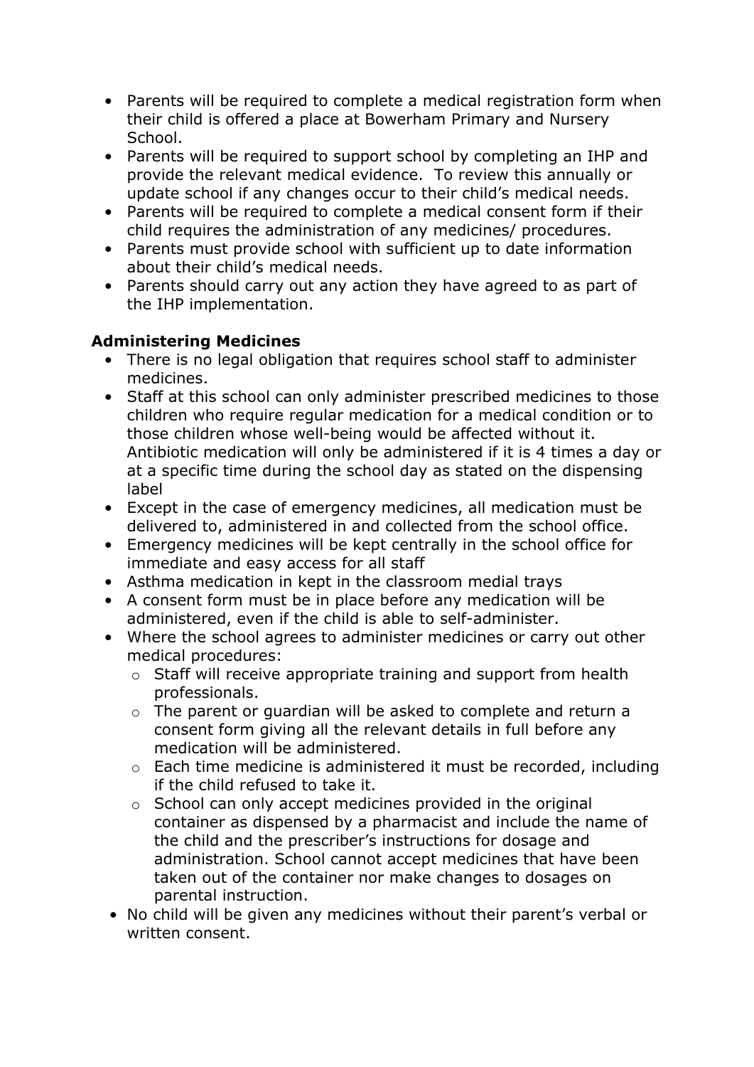- Parents will be required to complete a medical registration form when their child is offered a place at Bowerham Primary and Nursery School.
- Parents will be required to support school by completing an IHP and provide the relevant medical evidence. To review this annually or update school if any changes occur to their child's medical needs.
- Parents will be required to complete a medical consent form if their child requires the administration of any medicines/ procedures.
- Parents must provide school with sufficient up to date information about their child's medical needs.
- Parents should carry out any action they have agreed to as part of the IHP implementation.

**Administering Medicines**

- There is no legal obligation that requires school staff to administer medicines.
- Staff at this school can only administer prescribed medicines to those children who require regular medication for a medical condition or to those children whose well-being would be affected without it. Antibiotic medication will only be administered if it is 4 times a day or at a specific time during the school day as stated on the dispensing label
- Except in the case of emergency medicines, all medication must be delivered to, administered in and collected from the school office.
- Emergency medicines will be kept centrally in the school office for immediate and easy access for all staff
- Asthma medication in kept in the classroom medial trays
- A consent form must be in place before any medication will be administered, even if the child is able to self-administer.
- Where the school agrees to administer medicines or carry out other medical procedures:
  - Staff will receive appropriate training and support from health professionals.
  - The parent or guardian will be asked to complete and return a consent form giving all the relevant details in full before any medication will be administered.
  - Each time medicine is administered it must be recorded, including if the child refused to take it.
  - School can only accept medicines provided in the original container as dispensed by a pharmacist and include the name of the child and the prescriber's instructions for dosage and administration. School cannot accept medicines that have been taken out of the container nor make changes to dosages on parental instruction.
- No child will be given any medicines without their parent's verbal or written consent.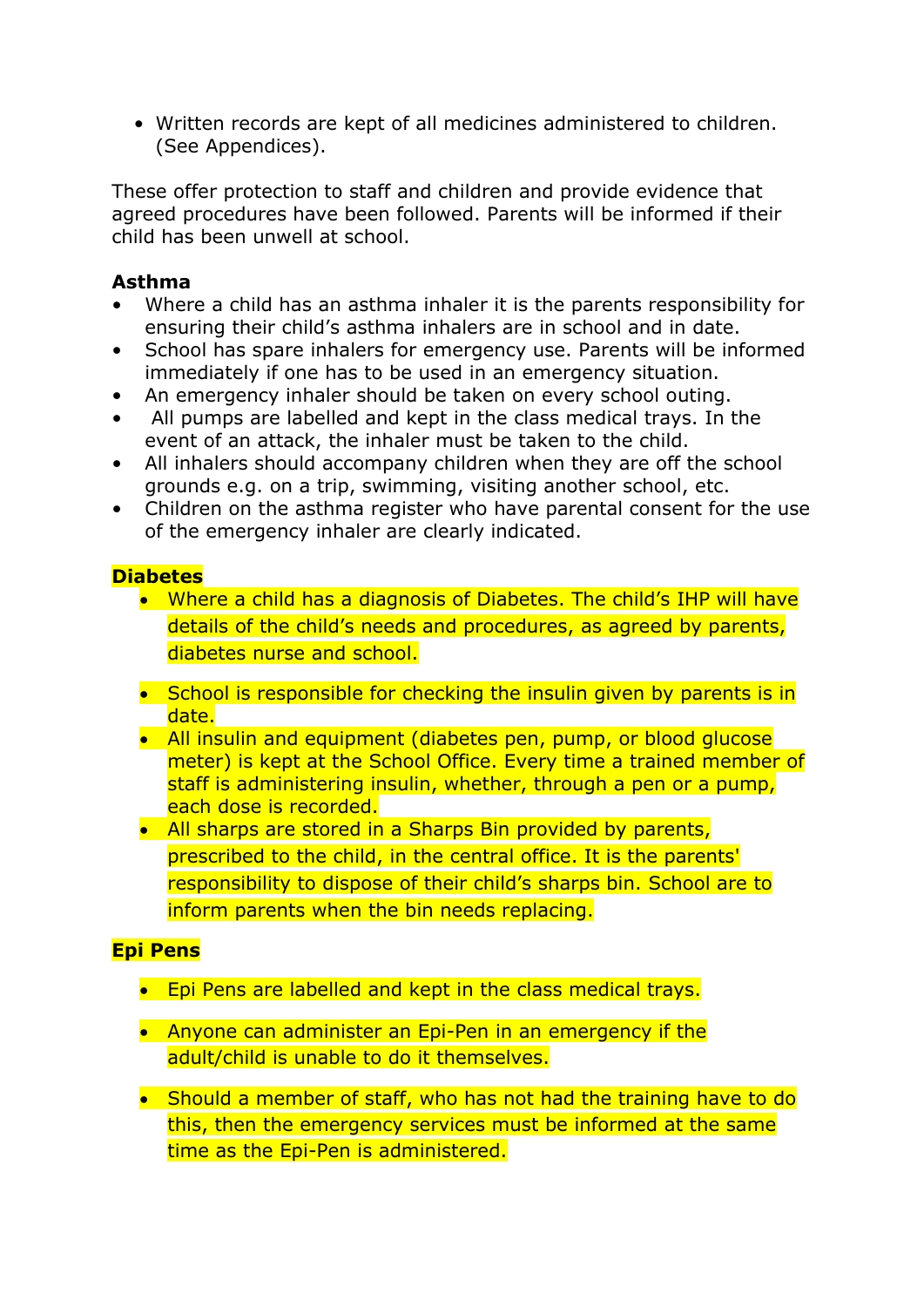- Written records are kept of all medicines administered to children. (See Appendices).

These offer protection to staff and children and provide evidence that agreed procedures have been followed. Parents will be informed if their child has been unwell at school.

**Asthma**

- Where a child has an asthma inhaler it is the parents responsibility for ensuring their child's asthma inhalers are in school and in date.
- School has spare inhalers for emergency use. Parents will be informed immediately if one has to be used in an emergency situation.
- An emergency inhaler should be taken on every school outing.
- All pumps are labelled and kept in the class medical trays. In the event of an attack, the inhaler must be taken to the child.
- All inhalers should accompany children when they are off the school grounds e.g. on a trip, swimming, visiting another school, etc.
- Children on the asthma register who have parental consent for the use of the emergency inhaler are clearly indicated.

**Diabetes**

- Where a child has a diagnosis of Diabetes. The child's IHP will have details of the child's needs and procedures, as agreed by parents, diabetes nurse and school.
- School is responsible for checking the insulin given by parents is in date.
- All insulin and equipment (diabetes pen, pump, or blood glucose meter) is kept at the School Office. Every time a trained member of staff is administering insulin, whether, through a pen or a pump, each dose is recorded.
- All sharps are stored in a Sharps Bin provided by parents, prescribed to the child, in the central office. It is the parents' responsibility to dispose of their child's sharps bin. School are to inform parents when the bin needs replacing.

**Epi Pens**

- Epi Pens are labelled and kept in the class medical trays.
- Anyone can administer an Epi-Pen in an emergency if the adult/child is unable to do it themselves.
- Should a member of staff, who has not had the training have to do this, then the emergency services must be informed at the same time as the Epi-Pen is administered.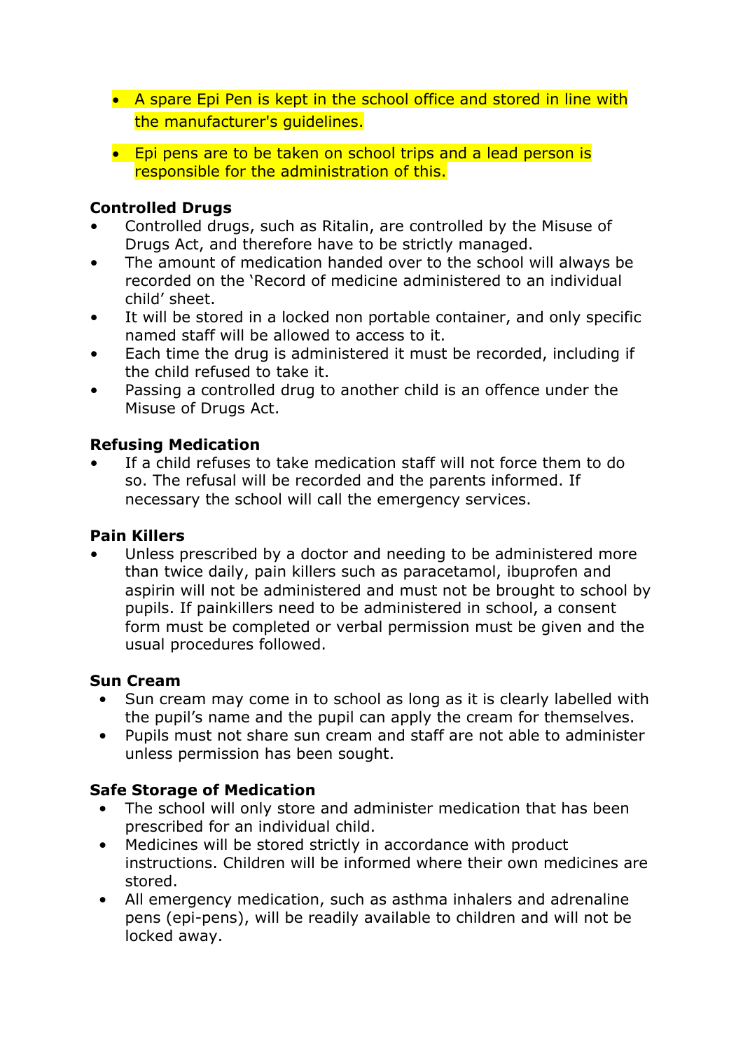- A spare Epi Pen is kept in the school office and stored in line with the manufacturer's guidelines.
- Epi pens are to be taken on school trips and a lead person is responsible for the administration of this.

**Controlled Drugs**

- Controlled drugs, such as Ritalin, are controlled by the Misuse of Drugs Act, and therefore have to be strictly managed.
- The amount of medication handed over to the school will always be recorded on the 'Record of medicine administered to an individual child' sheet.
- It will be stored in a locked non portable container, and only specific named staff will be allowed to access to it.
- Each time the drug is administered it must be recorded, including if the child refused to take it.
- Passing a controlled drug to another child is an offence under the Misuse of Drugs Act.

**Refusing Medication**

- If a child refuses to take medication staff will not force them to do so. The refusal will be recorded and the parents informed. If necessary the school will call the emergency services.

**Pain Killers**

- Unless prescribed by a doctor and needing to be administered more than twice daily, pain killers such as paracetamol, ibuprofen and aspirin will not be administered and must not be brought to school by pupils. If painkillers need to be administered in school, a consent form must be completed or verbal permission must be given and the usual procedures followed.

**Sun Cream**

- Sun cream may come in to school as long as it is clearly labelled with the pupil's name and the pupil can apply the cream for themselves.
- Pupils must not share sun cream and staff are not able to administer unless permission has been sought.

**Safe Storage of Medication**

- The school will only store and administer medication that has been prescribed for an individual child.
- Medicines will be stored strictly in accordance with product instructions. Children will be informed where their own medicines are stored.
- All emergency medication, such as asthma inhalers and adrenaline pens (epi-pens), will be readily available to children and will not be locked away.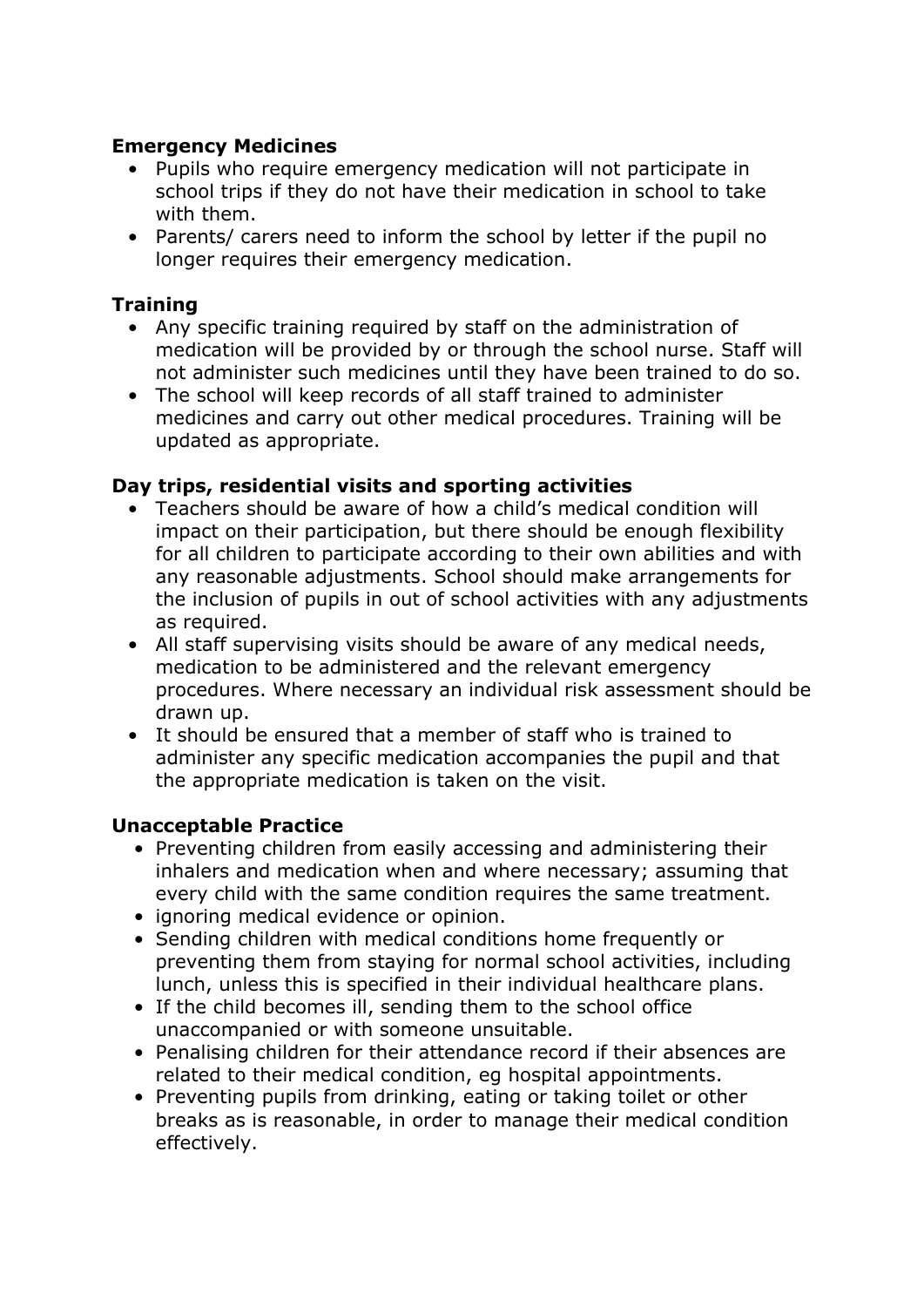**Emergency Medicines**

- Pupils who require emergency medication will not participate in school trips if they do not have their medication in school to take with them.
- Parents/ carers need to inform the school by letter if the pupil no longer requires their emergency medication.

**Training**

- Any specific training required by staff on the administration of medication will be provided by or through the school nurse. Staff will not administer such medicines until they have been trained to do so.
- The school will keep records of all staff trained to administer medicines and carry out other medical procedures. Training will be updated as appropriate.

**Day trips, residential visits and sporting activities**

- Teachers should be aware of how a child's medical condition will impact on their participation, but there should be enough flexibility for all children to participate according to their own abilities and with any reasonable adjustments. School should make arrangements for the inclusion of pupils in out of school activities with any adjustments as required.
- All staff supervising visits should be aware of any medical needs, medication to be administered and the relevant emergency procedures. Where necessary an individual risk assessment should be drawn up.
- It should be ensured that a member of staff who is trained to administer any specific medication accompanies the pupil and that the appropriate medication is taken on the visit.

**Unacceptable Practice**

- Preventing children from easily accessing and administering their inhalers and medication when and where necessary; assuming that every child with the same condition requires the same treatment.
- ignoring medical evidence or opinion.
- Sending children with medical conditions home frequently or preventing them from staying for normal school activities, including lunch, unless this is specified in their individual healthcare plans.
- If the child becomes ill, sending them to the school office unaccompanied or with someone unsuitable.
- Penalising children for their attendance record if their absences are related to their medical condition, eg hospital appointments.
- Preventing pupils from drinking, eating or taking toilet or other breaks as is reasonable, in order to manage their medical condition effectively.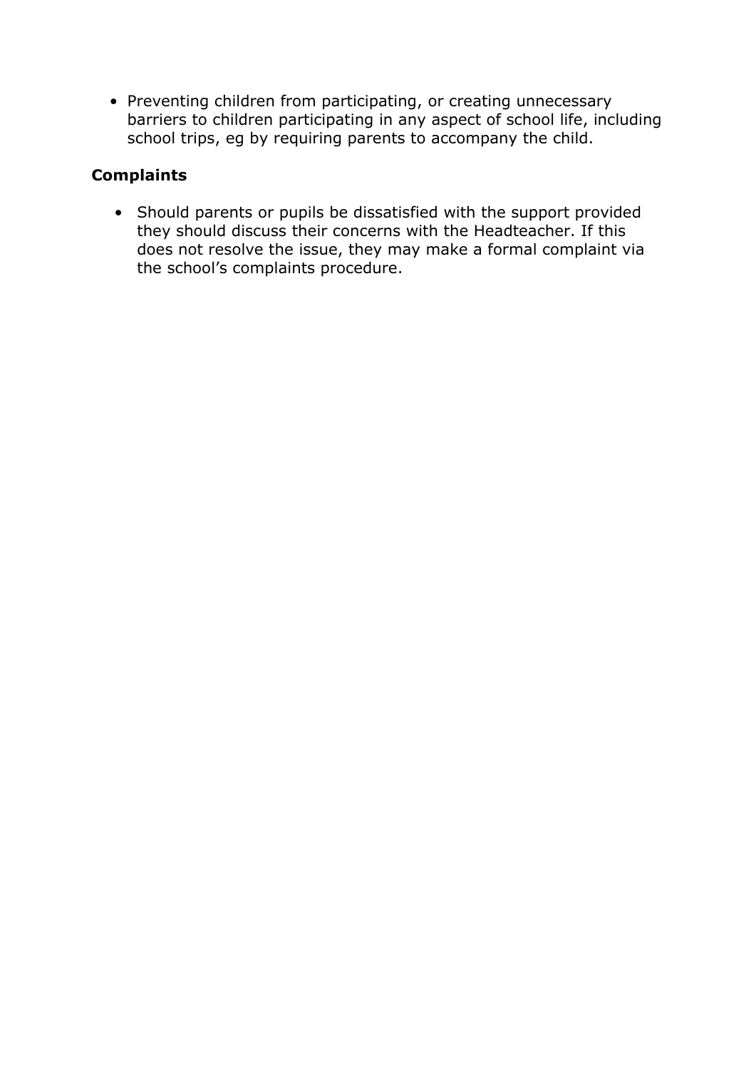- Preventing children from participating, or creating unnecessary barriers to children participating in any aspect of school life, including school trips, eg by requiring parents to accompany the child.

**Complaints**

- Should parents or pupils be dissatisfied with the support provided they should discuss their concerns with the Headteacher. If this does not resolve the issue, they may make a formal complaint via the school's complaints procedure.